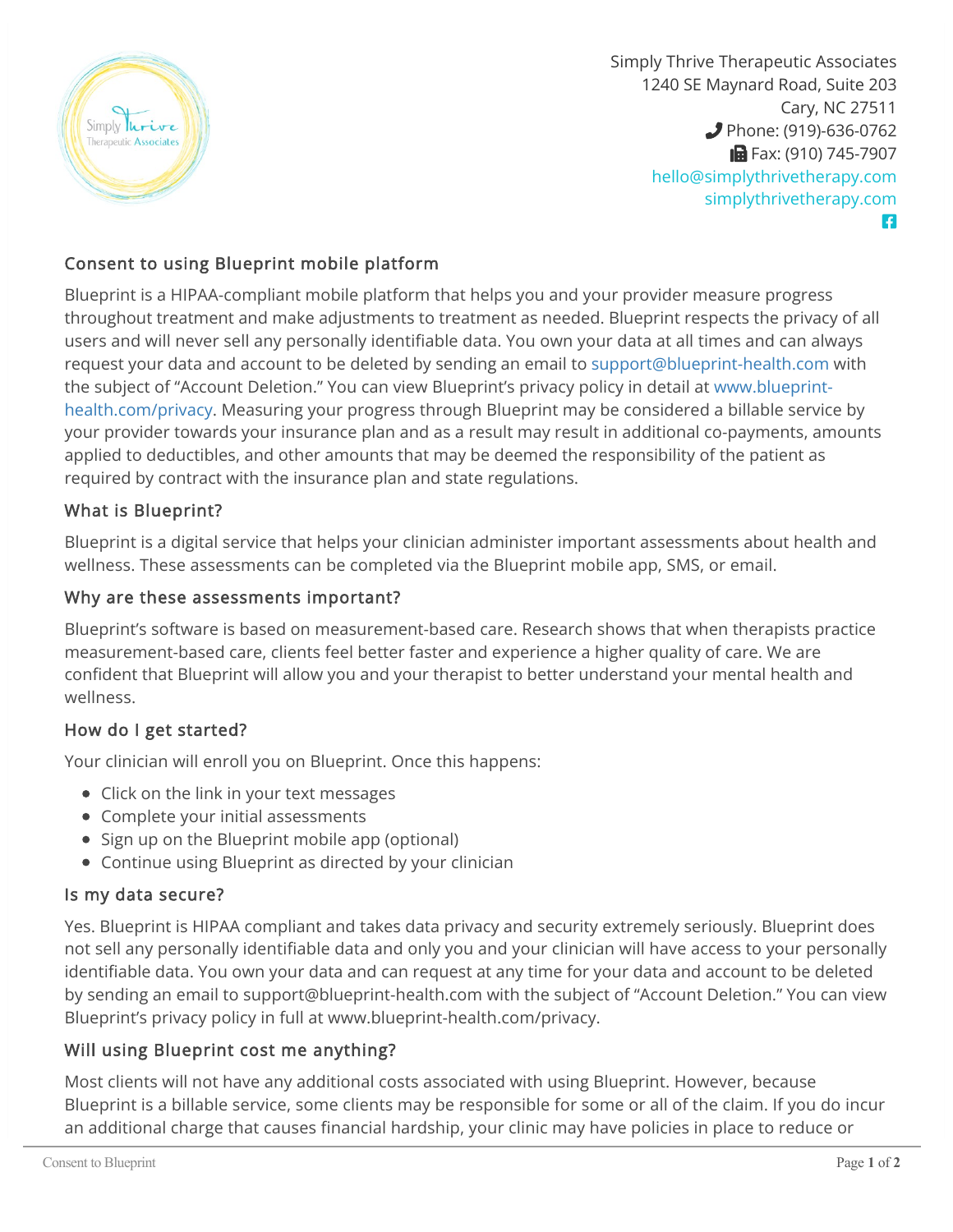Simply Thrive Therapeutic Associates
1240 SE Maynard Road, Suite 203
Cary, NC 27511
Phone: (919)-636-0762
Fax: (910) 745-7907
hello@simplythrivetherapy.com
simplythrivetherapy.com

## Consent to using Blueprint mobile platform

Blueprint is a HIPAA-compliant mobile platform that helps you and your provider measure progress throughout treatment and make adjustments to treatment as needed. Blueprint respects the privacy of all users and will never sell any personally identifiable data. You own your data at all times and can always request your data and account to be deleted by sending an email to support@blueprint-health.com with the subject of "Account Deletion." You can view Blueprint's privacy policy in detail at www.blueprint-health.com/privacy. Measuring your progress through Blueprint may be considered a billable service by your provider towards your insurance plan and as a result may result in additional co-payments, amounts applied to deductibles, and other amounts that may be deemed the responsibility of the patient as required by contract with the insurance plan and state regulations.

### What is Blueprint?

Blueprint is a digital service that helps your clinician administer important assessments about health and wellness. These assessments can be completed via the Blueprint mobile app, SMS, or email.

### Why are these assessments important?

Blueprint's software is based on measurement-based care. Research shows that when therapists practice measurement-based care, clients feel better faster and experience a higher quality of care. We are confident that Blueprint will allow you and your therapist to better understand your mental health and wellness.

### How do I get started?

Your clinician will enroll you on Blueprint. Once this happens:

- Click on the link in your text messages
- Complete your initial assessments
- Sign up on the Blueprint mobile app (optional)
- Continue using Blueprint as directed by your clinician

### Is my data secure?

Yes. Blueprint is HIPAA compliant and takes data privacy and security extremely seriously. Blueprint does not sell any personally identifiable data and only you and your clinician will have access to your personally identifiable data. You own your data and can request at any time for your data and account to be deleted by sending an email to support@blueprint-health.com with the subject of "Account Deletion." You can view Blueprint's privacy policy in full at www.blueprint-health.com/privacy.

### Will using Blueprint cost me anything?

Most clients will not have any additional costs associated with using Blueprint. However, because Blueprint is a billable service, some clients may be responsible for some or all of the claim. If you do incur an additional charge that causes financial hardship, your clinic may have policies in place to reduce or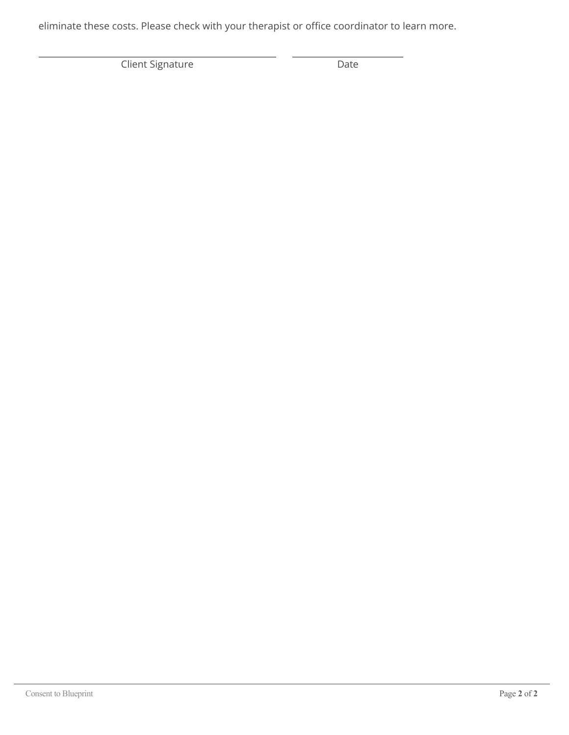eliminate these costs. Please check with your therapist or office coordinator to learn more.

\_\_\_\_\_\_\_\_\_\_\_\_\_\_\_\_\_\_\_\_\_\_\_\_\_\_\_\_\_\_\_\_\_\_ \_\_\_\_\_\_\_\_\_\_\_\_\_\_\_\_\_\_

Client Signature Date